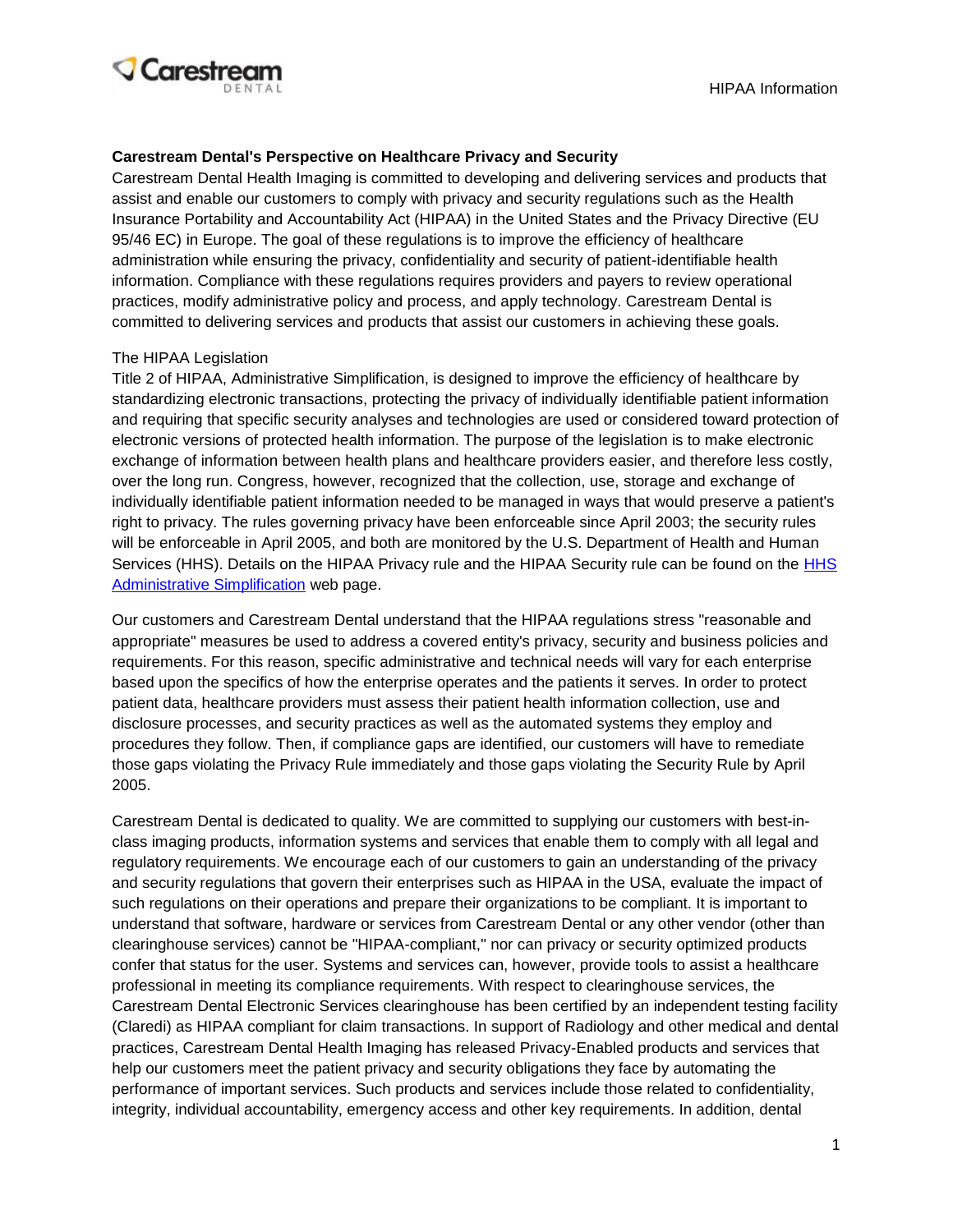**Carestream Dental's Perspective on Healthcare Privacy and Security**

Carestream Dental Health Imaging is committed to developing and delivering services and products that assist and enable our customers to comply with privacy and security regulations such as the Health Insurance Portability and Accountability Act (HIPAA) in the United States and the Privacy Directive (EU 95/46 EC) in Europe. The goal of these regulations is to improve the efficiency of healthcare administration while ensuring the privacy, confidentiality and security of patient-identifiable health information. Compliance with these regulations requires providers and payers to review operational practices, modify administrative policy and process, and apply technology. Carestream Dental is committed to delivering services and products that assist our customers in achieving these goals.

The HIPAA Legislation

Title 2 of HIPAA, Administrative Simplification, is designed to improve the efficiency of healthcare by standardizing electronic transactions, protecting the privacy of individually identifiable patient information and requiring that specific security analyses and technologies are used or considered toward protection of electronic versions of protected health information. The purpose of the legislation is to make electronic exchange of information between health plans and healthcare providers easier, and therefore less costly, over the long run. Congress, however, recognized that the collection, use, storage and exchange of individually identifiable patient information needed to be managed in ways that would preserve a patient's right to privacy. The rules governing privacy have been enforceable since April 2003; the security rules will be enforceable in April 2005, and both are monitored by the U.S. Department of Health and Human Services (HHS). Details on the HIPAA Privacy rule and the HIPAA Security rule can be found on the HHS Administrative Simplification web page.

Our customers and Carestream Dental understand that the HIPAA regulations stress "reasonable and appropriate" measures be used to address a covered entity's privacy, security and business policies and requirements. For this reason, specific administrative and technical needs will vary for each enterprise based upon the specifics of how the enterprise operates and the patients it serves. In order to protect patient data, healthcare providers must assess their patient health information collection, use and disclosure processes, and security practices as well as the automated systems they employ and procedures they follow. Then, if compliance gaps are identified, our customers will have to remediate those gaps violating the Privacy Rule immediately and those gaps violating the Security Rule by April 2005.

Carestream Dental is dedicated to quality. We are committed to supplying our customers with best-in-class imaging products, information systems and services that enable them to comply with all legal and regulatory requirements. We encourage each of our customers to gain an understanding of the privacy and security regulations that govern their enterprises such as HIPAA in the USA, evaluate the impact of such regulations on their operations and prepare their organizations to be compliant. It is important to understand that software, hardware or services from Carestream Dental or any other vendor (other than clearinghouse services) cannot be "HIPAA-compliant," nor can privacy or security optimized products confer that status for the user. Systems and services can, however, provide tools to assist a healthcare professional in meeting its compliance requirements. With respect to clearinghouse services, the Carestream Dental Electronic Services clearinghouse has been certified by an independent testing facility (Claredi) as HIPAA compliant for claim transactions. In support of Radiology and other medical and dental practices, Carestream Dental Health Imaging has released Privacy-Enabled products and services that help our customers meet the patient privacy and security obligations they face by automating the performance of important services. Such products and services include those related to confidentiality, integrity, individual accountability, emergency access and other key requirements. In addition, dental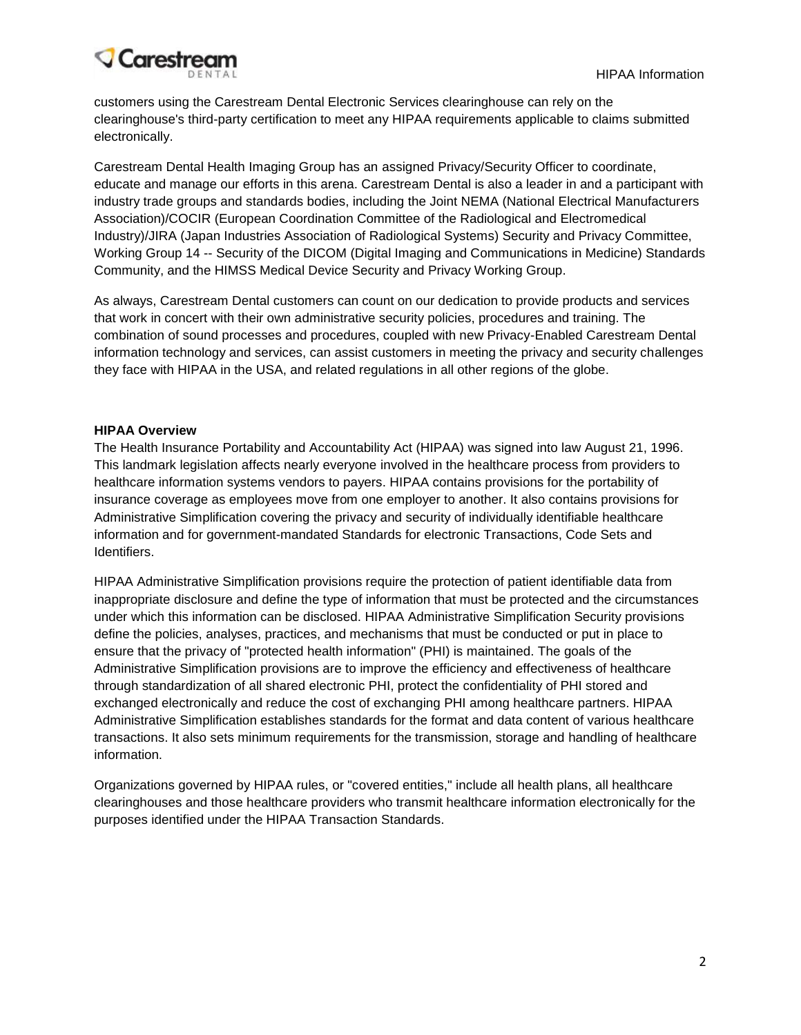customers using the Carestream Dental Electronic Services clearinghouse can rely on the clearinghouse's third-party certification to meet any HIPAA requirements applicable to claims submitted electronically.

Carestream Dental Health Imaging Group has an assigned Privacy/Security Officer to coordinate, educate and manage our efforts in this arena. Carestream Dental is also a leader in and a participant with industry trade groups and standards bodies, including the Joint NEMA (National Electrical Manufacturers Association)/COCIR (European Coordination Committee of the Radiological and Electromedical Industry)/JIRA (Japan Industries Association of Radiological Systems) Security and Privacy Committee, Working Group 14 -- Security of the DICOM (Digital Imaging and Communications in Medicine) Standards Community, and the HIMSS Medical Device Security and Privacy Working Group.

As always, Carestream Dental customers can count on our dedication to provide products and services that work in concert with their own administrative security policies, procedures and training. The combination of sound processes and procedures, coupled with new Privacy-Enabled Carestream Dental information technology and services, can assist customers in meeting the privacy and security challenges they face with HIPAA in the USA, and related regulations in all other regions of the globe.

**HIPAA Overview**

The Health Insurance Portability and Accountability Act (HIPAA) was signed into law August 21, 1996. This landmark legislation affects nearly everyone involved in the healthcare process from providers to healthcare information systems vendors to payers. HIPAA contains provisions for the portability of insurance coverage as employees move from one employer to another. It also contains provisions for Administrative Simplification covering the privacy and security of individually identifiable healthcare information and for government-mandated Standards for electronic Transactions, Code Sets and Identifiers.

HIPAA Administrative Simplification provisions require the protection of patient identifiable data from inappropriate disclosure and define the type of information that must be protected and the circumstances under which this information can be disclosed. HIPAA Administrative Simplification Security provisions define the policies, analyses, practices, and mechanisms that must be conducted or put in place to ensure that the privacy of "protected health information" (PHI) is maintained. The goals of the Administrative Simplification provisions are to improve the efficiency and effectiveness of healthcare through standardization of all shared electronic PHI, protect the confidentiality of PHI stored and exchanged electronically and reduce the cost of exchanging PHI among healthcare partners. HIPAA Administrative Simplification establishes standards for the format and data content of various healthcare transactions. It also sets minimum requirements for the transmission, storage and handling of healthcare information.

Organizations governed by HIPAA rules, or "covered entities," include all health plans, all healthcare clearinghouses and those healthcare providers who transmit healthcare information electronically for the purposes identified under the HIPAA Transaction Standards.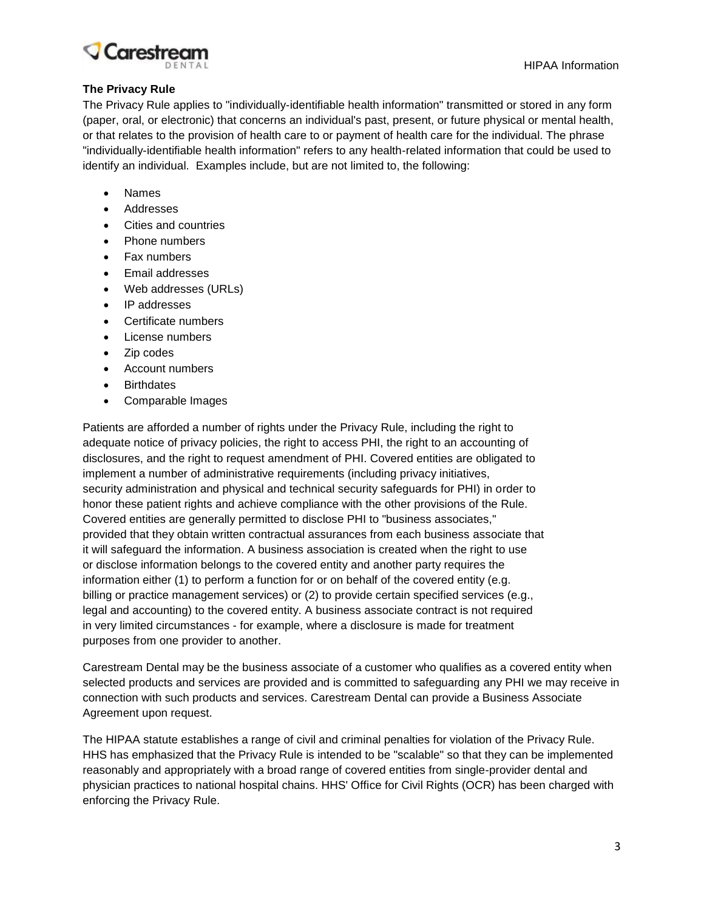## The Privacy Rule

The Privacy Rule applies to "individually-identifiable health information" transmitted or stored in any form (paper, oral, or electronic) that concerns an individual's past, present, or future physical or mental health, or that relates to the provision of health care to or payment of health care for the individual. The phrase "individually-identifiable health information" refers to any health-related information that could be used to identify an individual. Examples include, but are not limited to, the following:

- Names
- Addresses
- Cities and countries
- Phone numbers
- Fax numbers
- Email addresses
- Web addresses (URLs)
- IP addresses
- Certificate numbers
- License numbers
- Zip codes
- Account numbers
- Birthdates
- Comparable Images

Patients are afforded a number of rights under the Privacy Rule, including the right to adequate notice of privacy policies, the right to access PHI, the right to an accounting of disclosures, and the right to request amendment of PHI. Covered entities are obligated to implement a number of administrative requirements (including privacy initiatives, security administration and physical and technical security safeguards for PHI) in order to honor these patient rights and achieve compliance with the other provisions of the Rule. Covered entities are generally permitted to disclose PHI to "business associates," provided that they obtain written contractual assurances from each business associate that it will safeguard the information. A business association is created when the right to use or disclose information belongs to the covered entity and another party requires the information either (1) to perform a function for or on behalf of the covered entity (e.g. billing or practice management services) or (2) to provide certain specified services (e.g., legal and accounting) to the covered entity. A business associate contract is not required in very limited circumstances - for example, where a disclosure is made for treatment purposes from one provider to another.

Carestream Dental may be the business associate of a customer who qualifies as a covered entity when selected products and services are provided and is committed to safeguarding any PHI we may receive in connection with such products and services. Carestream Dental can provide a Business Associate Agreement upon request.

The HIPAA statute establishes a range of civil and criminal penalties for violation of the Privacy Rule. HHS has emphasized that the Privacy Rule is intended to be "scalable" so that they can be implemented reasonably and appropriately with a broad range of covered entities from single-provider dental and physician practices to national hospital chains. HHS' Office for Civil Rights (OCR) has been charged with enforcing the Privacy Rule.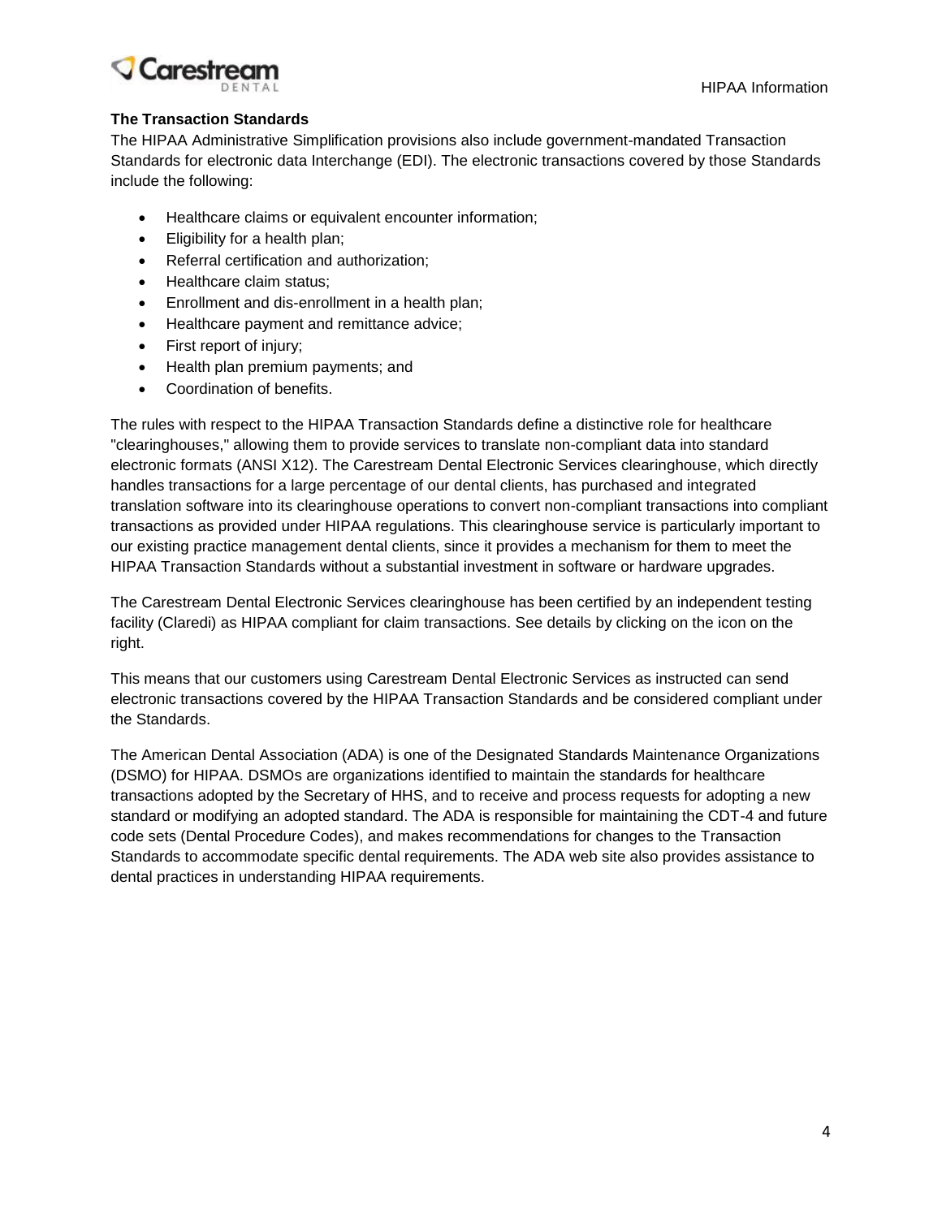### The Transaction Standards

The HIPAA Administrative Simplification provisions also include government-mandated Transaction Standards for electronic data Interchange (EDI). The electronic transactions covered by those Standards include the following:

- Healthcare claims or equivalent encounter information;
- Eligibility for a health plan;
- Referral certification and authorization;
- Healthcare claim status;
- Enrollment and dis-enrollment in a health plan;
- Healthcare payment and remittance advice;
- First report of injury;
- Health plan premium payments; and
- Coordination of benefits.

The rules with respect to the HIPAA Transaction Standards define a distinctive role for healthcare "clearinghouses," allowing them to provide services to translate non-compliant data into standard electronic formats (ANSI X12). The Carestream Dental Electronic Services clearinghouse, which directly handles transactions for a large percentage of our dental clients, has purchased and integrated translation software into its clearinghouse operations to convert non-compliant transactions into compliant transactions as provided under HIPAA regulations. This clearinghouse service is particularly important to our existing practice management dental clients, since it provides a mechanism for them to meet the HIPAA Transaction Standards without a substantial investment in software or hardware upgrades.

The Carestream Dental Electronic Services clearinghouse has been certified by an independent testing facility (Claredi) as HIPAA compliant for claim transactions. See details by clicking on the icon on the right.

This means that our customers using Carestream Dental Electronic Services as instructed can send electronic transactions covered by the HIPAA Transaction Standards and be considered compliant under the Standards.

The American Dental Association (ADA) is one of the Designated Standards Maintenance Organizations (DSMO) for HIPAA. DSMOs are organizations identified to maintain the standards for healthcare transactions adopted by the Secretary of HHS, and to receive and process requests for adopting a new standard or modifying an adopted standard. The ADA is responsible for maintaining the CDT-4 and future code sets (Dental Procedure Codes), and makes recommendations for changes to the Transaction Standards to accommodate specific dental requirements. The ADA web site also provides assistance to dental practices in understanding HIPAA requirements.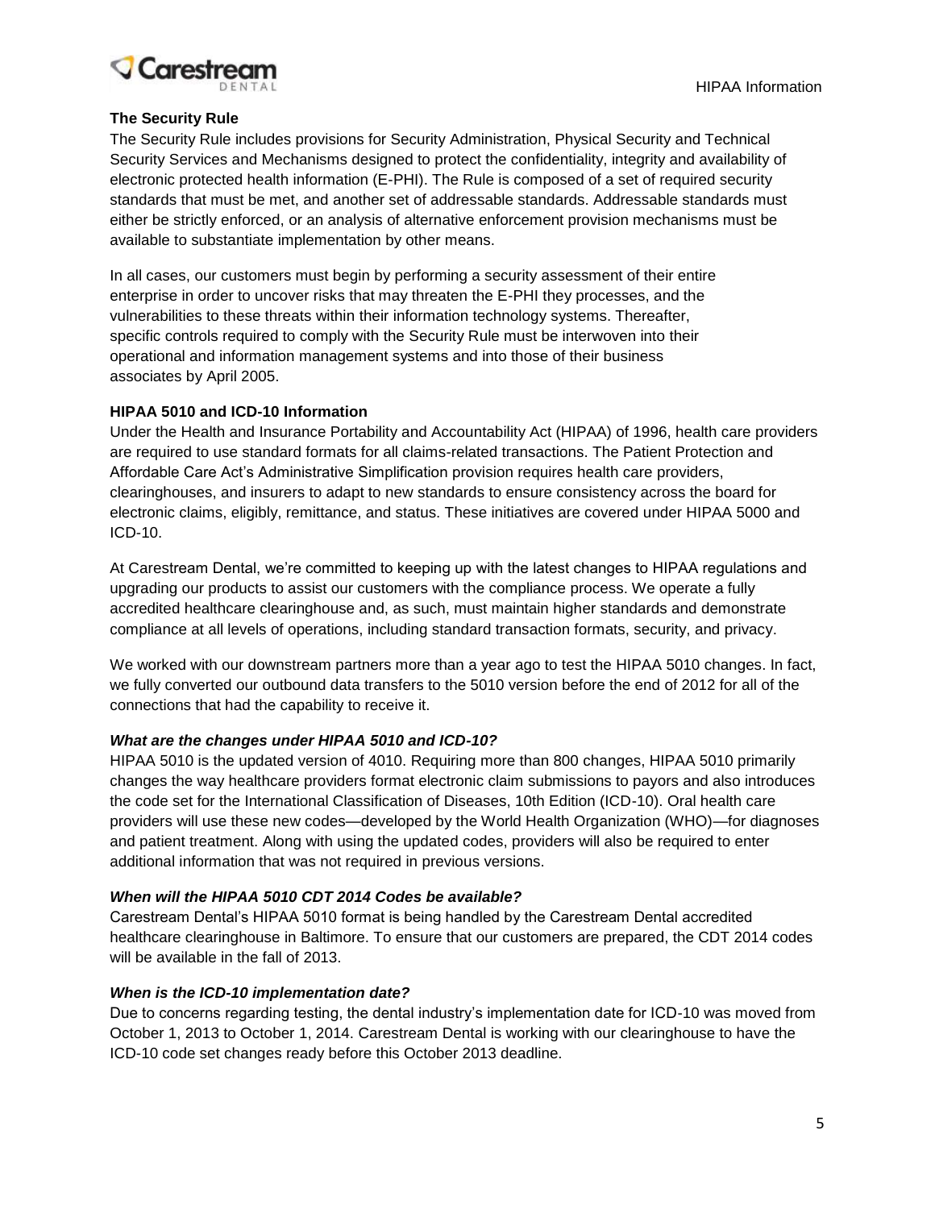### The Security Rule

The Security Rule includes provisions for Security Administration, Physical Security and Technical Security Services and Mechanisms designed to protect the confidentiality, integrity and availability of electronic protected health information (E-PHI). The Rule is composed of a set of required security standards that must be met, and another set of addressable standards. Addressable standards must either be strictly enforced, or an analysis of alternative enforcement provision mechanisms must be available to substantiate implementation by other means.

In all cases, our customers must begin by performing a security assessment of their entire enterprise in order to uncover risks that may threaten the E-PHI they processes, and the vulnerabilities to these threats within their information technology systems. Thereafter, specific controls required to comply with the Security Rule must be interwoven into their operational and information management systems and into those of their business associates by April 2005.

### HIPAA 5010 and ICD-10 Information

Under the Health and Insurance Portability and Accountability Act (HIPAA) of 1996, health care providers are required to use standard formats for all claims-related transactions. The Patient Protection and Affordable Care Act's Administrative Simplification provision requires health care providers, clearinghouses, and insurers to adapt to new standards to ensure consistency across the board for electronic claims, eligibly, remittance, and status. These initiatives are covered under HIPAA 5000 and ICD-10.

At Carestream Dental, we're committed to keeping up with the latest changes to HIPAA regulations and upgrading our products to assist our customers with the compliance process. We operate a fully accredited healthcare clearinghouse and, as such, must maintain higher standards and demonstrate compliance at all levels of operations, including standard transaction formats, security, and privacy.

We worked with our downstream partners more than a year ago to test the HIPAA 5010 changes. In fact, we fully converted our outbound data transfers to the 5010 version before the end of 2012 for all of the connections that had the capability to receive it.

#### *What are the changes under HIPAA 5010 and ICD-10?*

HIPAA 5010 is the updated version of 4010. Requiring more than 800 changes, HIPAA 5010 primarily changes the way healthcare providers format electronic claim submissions to payors and also introduces the code set for the International Classification of Diseases, 10th Edition (ICD-10). Oral health care providers will use these new codes—developed by the World Health Organization (WHO)—for diagnoses and patient treatment. Along with using the updated codes, providers will also be required to enter additional information that was not required in previous versions.

#### *When will the HIPAA 5010 CDT 2014 Codes be available?*

Carestream Dental's HIPAA 5010 format is being handled by the Carestream Dental accredited healthcare clearinghouse in Baltimore. To ensure that our customers are prepared, the CDT 2014 codes will be available in the fall of 2013.

#### *When is the ICD-10 implementation date?*

Due to concerns regarding testing, the dental industry's implementation date for ICD-10 was moved from October 1, 2013 to October 1, 2014. Carestream Dental is working with our clearinghouse to have the ICD-10 code set changes ready before this October 2013 deadline.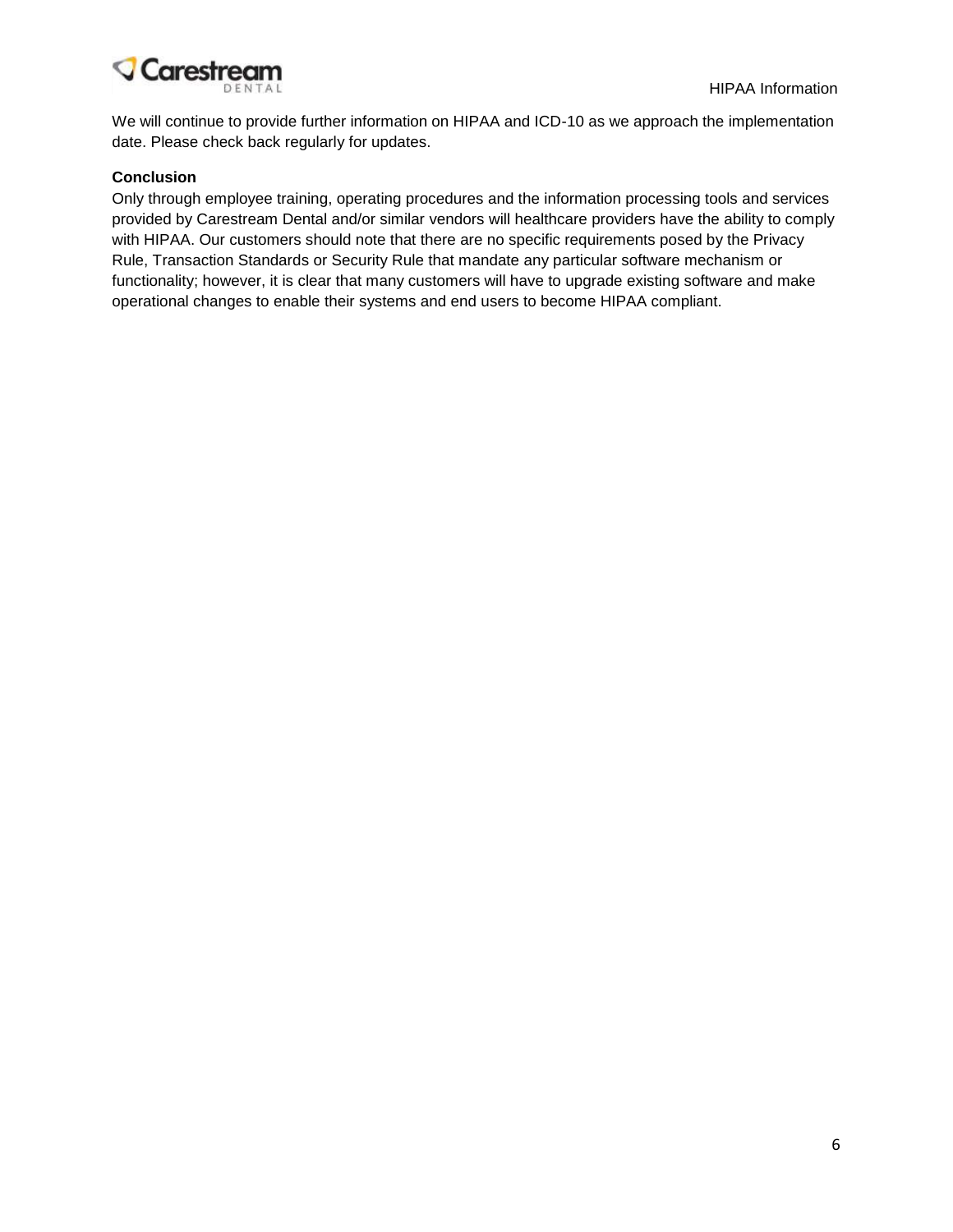We will continue to provide further information on HIPAA and ICD-10 as we approach the implementation date. Please check back regularly for updates.

**Conclusion**

Only through employee training, operating procedures and the information processing tools and services provided by Carestream Dental and/or similar vendors will healthcare providers have the ability to comply with HIPAA. Our customers should note that there are no specific requirements posed by the Privacy Rule, Transaction Standards or Security Rule that mandate any particular software mechanism or functionality; however, it is clear that many customers will have to upgrade existing software and make operational changes to enable their systems and end users to become HIPAA compliant.